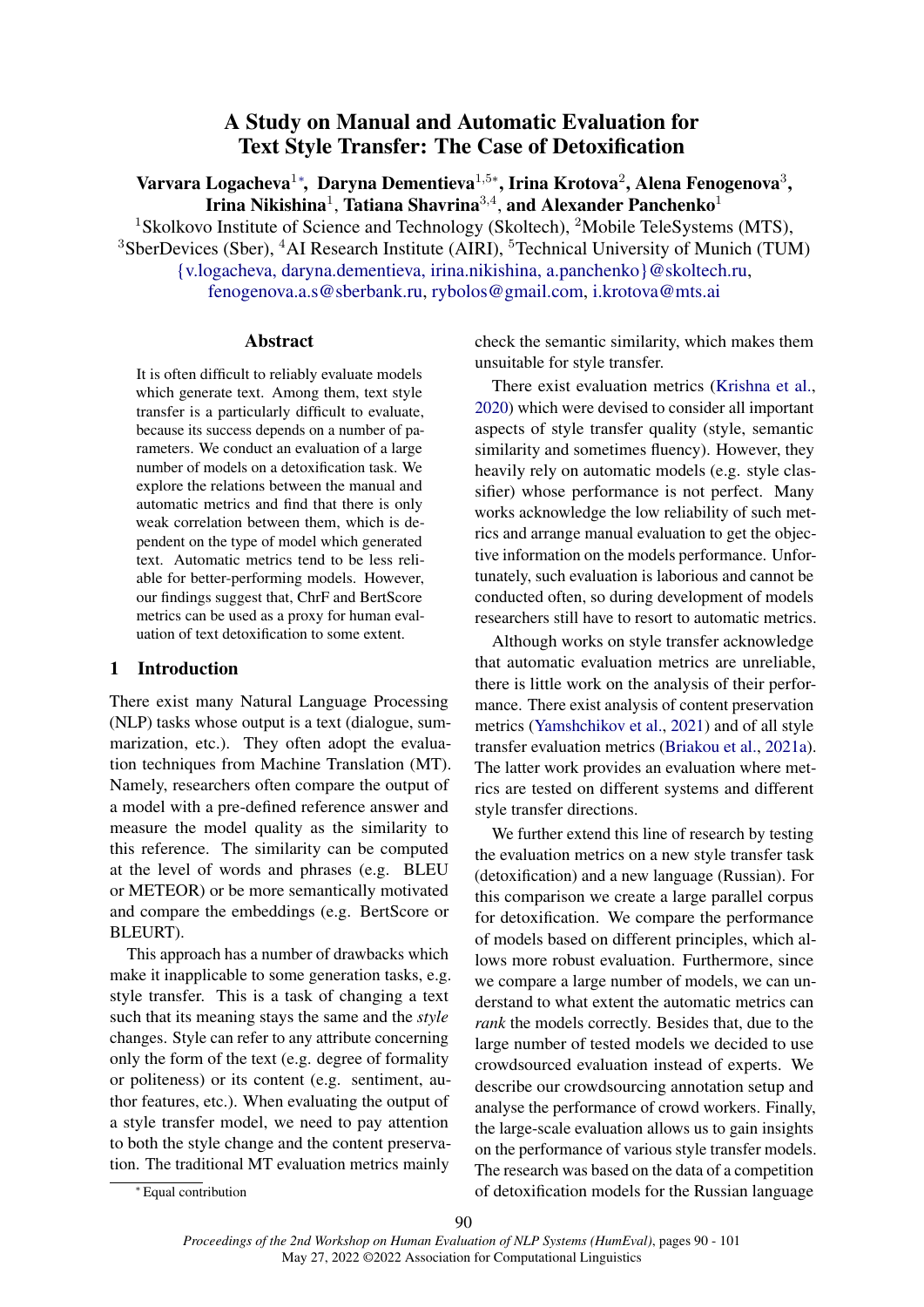# A Study on Manual and Automatic Evaluation for Text Style Transfer: The Case of Detoxification

**Varvara Logacheva[1*], Daryna Dementieva[1,5*], Irina Krotova[2], Alena Fenogenova[3], Irina Nikishina[1], Tatiana Shavrina[3,4], and Alexander Panchenko[1]**

[1]Skolkovo Institute of Science and Technology (Skoltech), [2]Mobile TeleSystems (MTS), [3]SberDevices (Sber), [4]AI Research Institute (AIRI), [5]Technical University of Munich (TUM)

{v.logacheva, daryna.dementieva, irina.nikishina, a.panchenko}@skoltech.ru, fenogenova.a.s@sberbank.ru, rybolos@gmail.com, i.krotova@mts.ai

## Abstract

It is often difficult to reliably evaluate models which generate text. Among them, text style transfer is a particularly difficult to evaluate, because its success depends on a number of parameters. We conduct an evaluation of a large number of models on a detoxification task. We explore the relations between the manual and automatic metrics and find that there is only weak correlation between them, which is dependent on the type of model which generated text. Automatic metrics tend to be less reliable for better-performing models. However, our findings suggest that, ChrF and BertScore metrics can be used as a proxy for human evaluation of text detoxification to some extent.

## 1 Introduction

There exist many Natural Language Processing (NLP) tasks whose output is a text (dialogue, summarization, etc.). They often adopt the evaluation techniques from Machine Translation (MT). Namely, researchers often compare the output of a model with a pre-defined reference answer and measure the model quality as the similarity to this reference. The similarity can be computed at the level of words and phrases (e.g. BLEU or METEOR) or be more semantically motivated and compare the embeddings (e.g. BertScore or BLEURT).

This approach has a number of drawbacks which make it inapplicable to some generation tasks, e.g. style transfer. This is a task of changing a text such that its meaning stays the same and the *style* changes. Style can refer to any attribute concerning only the form of the text (e.g. degree of formality or politeness) or its content (e.g. sentiment, author features, etc.). When evaluating the output of a style transfer model, we need to pay attention to both the style change and the content preservation. The traditional MT evaluation metrics mainly check the semantic similarity, which makes them unsuitable for style transfer.

There exist evaluation metrics (Krishna et al., 2020) which were devised to consider all important aspects of style transfer quality (style, semantic similarity and sometimes fluency). However, they heavily rely on automatic models (e.g. style classifier) whose performance is not perfect. Many works acknowledge the low reliability of such metrics and arrange manual evaluation to get the objective information on the models performance. Unfortunately, such evaluation is laborious and cannot be conducted often, so during development of models researchers still have to resort to automatic metrics.

Although works on style transfer acknowledge that automatic evaluation metrics are unreliable, there is little work on the analysis of their performance. There exist analysis of content preservation metrics (Yamshchikov et al., 2021) and of all style transfer evaluation metrics (Briakou et al., 2021a). The latter work provides an evaluation where metrics are tested on different systems and different style transfer directions.

We further extend this line of research by testing the evaluation metrics on a new style transfer task (detoxification) and a new language (Russian). For this comparison we create a large parallel corpus for detoxification. We compare the performance of models based on different principles, which allows more robust evaluation. Furthermore, since we compare a large number of models, we can understand to what extent the automatic metrics can *rank* the models correctly. Besides that, due to the large number of tested models we decided to use crowdsourced evaluation instead of experts. We describe our crowdsourcing annotation setup and analyse the performance of crowd workers. Finally, the large-scale evaluation allows us to gain insights on the performance of various style transfer models. The research was based on the data of a competition of detoxification models for the Russian language

[*] Equal contribution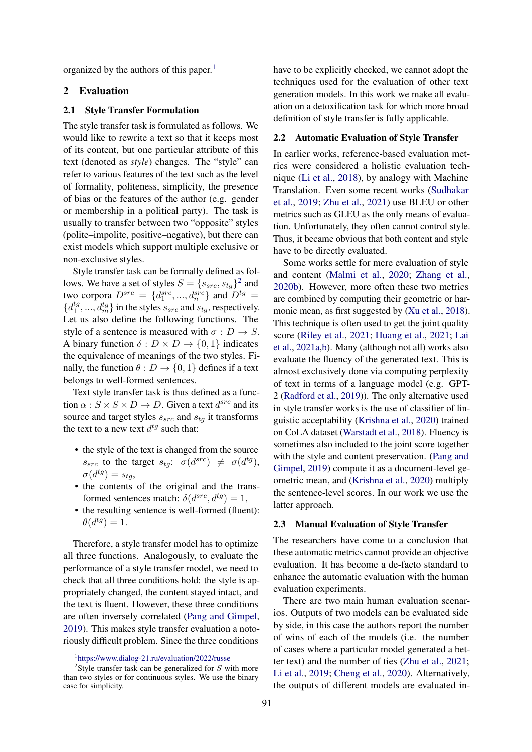organized by the authors of this paper.[1]

## 2 Evaluation

### 2.1 Style Transfer Formulation

The style transfer task is formulated as follows. We would like to rewrite a text so that it keeps most of its content, but one particular attribute of this text (denoted as *style*) changes. The "style" can refer to various features of the text such as the level of formality, politeness, simplicity, the presence of bias or the features of the author (e.g. gender or membership in a political party). The task is usually to transfer between two "opposite" styles (polite–impolite, positive–negative), but there can exist models which support multiple exclusive or non-exclusive styles.

Style transfer task can be formally defined as follows. We have a set of styles $S = \{s_{src}, s_{tg}\}$[2] and two corpora $D^{src} = \{d_1^{src}, ..., d_n^{src}\}$ and $D^{tg} = \{d_1^{tg}, ..., d_m^{tg}\}$ in the styles $s_{src}$ and $s_{tg}$, respectively. Let us also define the following functions. The style of a sentence is measured with $\sigma : D \rightarrow S$. A binary function $\delta : D \times D \rightarrow \{0, 1\}$ indicates the equivalence of meanings of the two styles. Finally, the function $\theta : D \rightarrow \{0, 1\}$ defines if a text belongs to well-formed sentences.

Text style transfer task is thus defined as a function $\alpha : S \times S \times D \rightarrow D$. Given a text $d^{src}$ and its source and target styles $s_{src}$ and $s_{tg}$ it transforms the text to a new text $d^{tg}$ such that:

- the style of the text is changed from the source $s_{src}$ to the target $s_{tg}$: $\sigma(d^{src}) \neq \sigma(d^{tg})$, $\sigma(d^{tg}) = s_{tg}$,
- the contents of the original and the transformed sentences match: $\delta(d^{src}, d^{tg}) = 1$,
- the resulting sentence is well-formed (fluent): $\theta(d^{tg}) = 1$.

Therefore, a style transfer model has to optimize all three functions. Analogously, to evaluate the performance of a style transfer model, we need to check that all three conditions hold: the style is appropriately changed, the content stayed intact, and the text is fluent. However, these three conditions are often inversely correlated (Pang and Gimpel, 2019). This makes style transfer evaluation a notoriously difficult problem. Since the three conditions have to be explicitly checked, we cannot adopt the techniques used for the evaluation of other text generation models. In this work we make all evaluation on a detoxification task for which more broad definition of style transfer is fully applicable.

[1] https://www.dialog-21.ru/evaluation/2022/russe

[2] Style transfer task can be generalized for $S$ with more than two styles or for continuous styles. We use the binary case for simplicity.

### 2.2 Automatic Evaluation of Style Transfer

In earlier works, reference-based evaluation metrics were considered a holistic evaluation technique (Li et al., 2018), by analogy with Machine Translation. Even some recent works (Sudhakar et al., 2019; Zhu et al., 2021) use BLEU or other metrics such as GLEU as the only means of evaluation. Unfortunately, they often cannot control style. Thus, it became obvious that both content and style have to be directly evaluated.

Some works settle for mere evaluation of style and content (Malmi et al., 2020; Zhang et al., 2020b). However, more often these two metrics are combined by computing their geometric or harmonic mean, as first suggested by (Xu et al., 2018). This technique is often used to get the joint quality score (Riley et al., 2021; Huang et al., 2021; Lai et al., 2021a,b). Many (although not all) works also evaluate the fluency of the generated text. This is almost exclusively done via computing perplexity of text in terms of a language model (e.g. GPT-2 (Radford et al., 2019)). The only alternative used in style transfer works is the use of classifier of linguistic acceptability (Krishna et al., 2020) trained on CoLA dataset (Warstadt et al., 2018). Fluency is sometimes also included to the joint score together with the style and content preservation. (Pang and Gimpel, 2019) compute it as a document-level geometric mean, and (Krishna et al., 2020) multiply the sentence-level scores. In our work we use the latter approach.

### 2.3 Manual Evaluation of Style Transfer

The researchers have come to a conclusion that these automatic metrics cannot provide an objective evaluation. It has become a de-facto standard to enhance the automatic evaluation with the human evaluation experiments.

There are two main human evaluation scenarios. Outputs of two models can be evaluated side by side, in this case the authors report the number of wins of each of the models (i.e. the number of cases where a particular model generated a better text) and the number of ties (Zhu et al., 2021; Li et al., 2019; Cheng et al., 2020). Alternatively, the outputs of different models are evaluated in-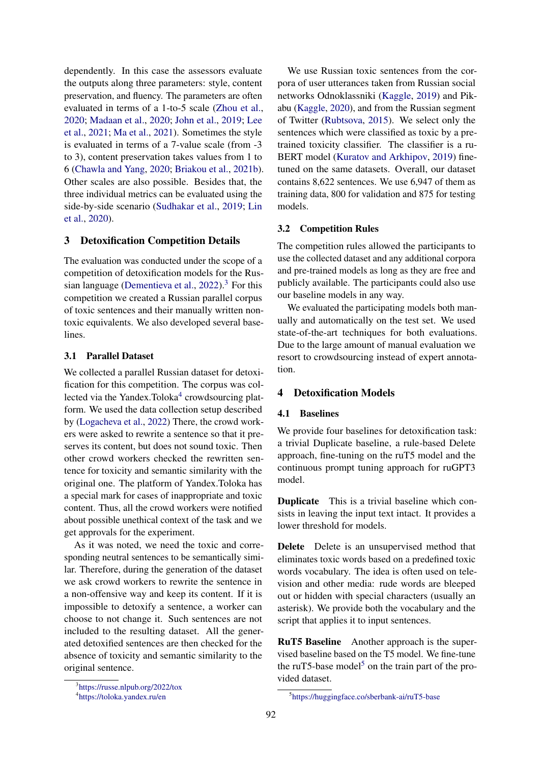dependently. In this case the assessors evaluate the outputs along three parameters: style, content preservation, and fluency. The parameters are often evaluated in terms of a 1-to-5 scale (Zhou et al., 2020; Madaan et al., 2020; John et al., 2019; Lee et al., 2021; Ma et al., 2021). Sometimes the style is evaluated in terms of a 7-value scale (from -3 to 3), content preservation takes values from 1 to 6 (Chawla and Yang, 2020; Briakou et al., 2021b). Other scales are also possible. Besides that, the three individual metrics can be evaluated using the side-by-side scenario (Sudhakar et al., 2019; Lin et al., 2020).

## 3 Detoxification Competition Details

The evaluation was conducted under the scope of a competition of detoxification models for the Russian language (Dementieva et al., 2022).[3] For this competition we created a Russian parallel corpus of toxic sentences and their manually written non-toxic equivalents. We also developed several baselines.

### 3.1 Parallel Dataset

We collected a parallel Russian dataset for detoxification for this competition. The corpus was collected via the Yandex.Toloka[4] crowdsourcing platform. We used the data collection setup described by (Logacheva et al., 2022) There, the crowd workers were asked to rewrite a sentence so that it preserves its content, but does not sound toxic. Then other crowd workers checked the rewritten sentence for toxicity and semantic similarity with the original one. The platform of Yandex.Toloka has a special mark for cases of inappropriate and toxic content. Thus, all the crowd workers were notified about possible unethical context of the task and we get approvals for the experiment.

As it was noted, we need the toxic and corresponding neutral sentences to be semantically similar. Therefore, during the generation of the dataset we ask crowd workers to rewrite the sentence in a non-offensive way and keep its content. If it is impossible to detoxify a sentence, a worker can choose to not change it. Such sentences are not included to the resulting dataset. All the generated detoxified sentences are then checked for the absence of toxicity and semantic similarity to the original sentence.

We use Russian toxic sentences from the corpora of user utterances taken from Russian social networks Odnoklassniki (Kaggle, 2019) and Pikabu (Kaggle, 2020), and from the Russian segment of Twitter (Rubtsova, 2015). We select only the sentences which were classified as toxic by a pre-trained toxicity classifier. The classifier is a ruBERT model (Kuratov and Arkhipov, 2019) fine-tuned on the same datasets. Overall, our dataset contains 8,622 sentences. We use 6,947 of them as training data, 800 for validation and 875 for testing models.

### 3.2 Competition Rules

The competition rules allowed the participants to use the collected dataset and any additional corpora and pre-trained models as long as they are free and publicly available. The participants could also use our baseline models in any way.

We evaluated the participating models both manually and automatically on the test set. We used state-of-the-art techniques for both evaluations. Due to the large amount of manual evaluation we resort to crowdsourcing instead of expert annotation.

## 4 Detoxification Models

### 4.1 Baselines

We provide four baselines for detoxification task: a trivial Duplicate baseline, a rule-based Delete approach, fine-tuning on the ruT5 model and the continuous prompt tuning approach for ruGPT3 model.

**Duplicate** This is a trivial baseline which consists in leaving the input text intact. It provides a lower threshold for models.

**Delete** Delete is an unsupervised method that eliminates toxic words based on a predefined toxic words vocabulary. The idea is often used on television and other media: rude words are bleeped out or hidden with special characters (usually an asterisk). We provide both the vocabulary and the script that applies it to input sentences.

**RuT5 Baseline** Another approach is the supervised baseline based on the T5 model. We fine-tune the ruT5-base model[5] on the train part of the provided dataset.

[3] https://russe.nlpub.org/2022/tox

[4] https://toloka.yandex.ru/en

[5] https://huggingface.co/sberbank-ai/ruT5-base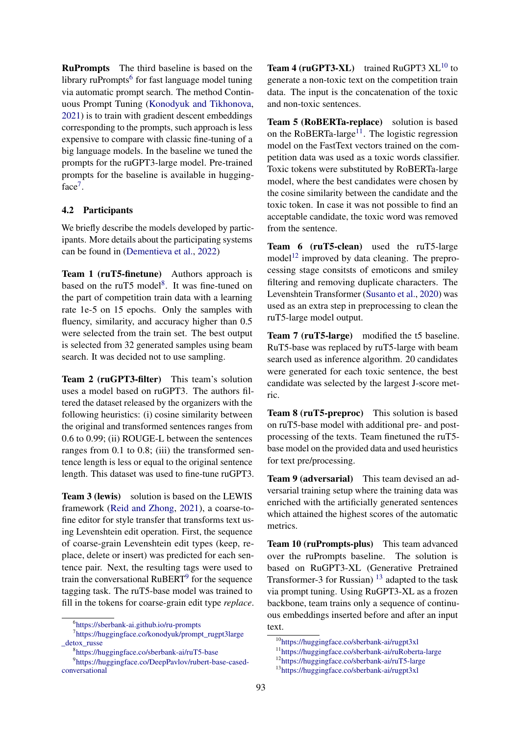**RuPrompts** The third baseline is based on the library ruPrompts[6] for fast language model tuning via automatic prompt search. The method Continuous Prompt Tuning (Konodyuk and Tikhonova, 2021) is to train with gradient descent embeddings corresponding to the prompts, such approach is less expensive to compare with classic fine-tuning of a big language models. In the baseline we tuned the prompts for the ruGPT3-large model. Pre-trained prompts for the baseline is available in huggingface[7].

### 4.2 Participants

We briefly describe the models developed by participants. More details about the participating systems can be found in (Dementieva et al., 2022)

**Team 1 (ruT5-finetune)** Authors approach is based on the ruT5 model[8]. It was fine-tuned on the part of competition train data with a learning rate 1e-5 on 15 epochs. Only the samples with fluency, similarity, and accuracy higher than 0.5 were selected from the train set. The best output is selected from 32 generated samples using beam search. It was decided not to use sampling.

**Team 2 (ruGPT3-filter)** This team's solution uses a model based on ruGPT3. The authors filtered the dataset released by the organizers with the following heuristics: (i) cosine similarity between the original and transformed sentences ranges from 0.6 to 0.99; (ii) ROUGE-L between the sentences ranges from 0.1 to 0.8; (iii) the transformed sentence length is less or equal to the original sentence length. This dataset was used to fine-tune ruGPT3.

**Team 3 (lewis)** solution is based on the LEWIS framework (Reid and Zhong, 2021), a coarse-to-fine editor for style transfer that transforms text using Levenshtein edit operation. First, the sequence of coarse-grain Levenshtein edit types (keep, replace, delete or insert) was predicted for each sentence pair. Next, the resulting tags were used to train the conversational RuBERT[9] for the sequence tagging task. The ruT5-base model was trained to fill in the tokens for coarse-grain edit type *replace*.

**Team 4 (ruGPT3-XL)** trained RuGPT3 XL[10] to generate a non-toxic text on the competition train data. The input is the concatenation of the toxic and non-toxic sentences.

**Team 5 (RoBERTa-replace)** solution is based on the RoBERTa-large[11]. The logistic regression model on the FastText vectors trained on the competition data was used as a toxic words classifier. Toxic tokens were substituted by RoBERTa-large model, where the best candidates were chosen by the cosine similarity between the candidate and the toxic token. In case it was not possible to find an acceptable candidate, the toxic word was removed from the sentence.

**Team 6 (ruT5-clean)** used the ruT5-large model[12] improved by data cleaning. The preprocessing stage consitsts of emoticons and smiley filtering and removing duplicate characters. The Levenshtein Transformer (Susanto et al., 2020) was used as an extra step in preprocessing to clean the ruT5-large model output.

**Team 7 (ruT5-large)** modified the t5 baseline. RuT5-base was replaced by ruT5-large with beam search used as inference algorithm. 20 candidates were generated for each toxic sentence, the best candidate was selected by the largest J-score metric.

**Team 8 (ruT5-preproc)** This solution is based on ruT5-base model with additional pre- and post-processing of the texts. Team finetuned the ruT5-base model on the provided data and used heuristics for text pre/processing.

**Team 9 (adversarial)** This team devised an adversarial training setup where the training data was enriched with the artificially generated sentences which attained the highest scores of the automatic metrics.

**Team 10 (ruPrompts-plus)** This team advanced over the ruPrompts baseline. The solution is based on RuGPT3-XL (Generative Pretrained Transformer-3 for Russian) [13] adapted to the task via prompt tuning. Using RuGPT3-XL as a frozen backbone, team trains only a sequence of continuous embeddings inserted before and after an input text.

---

[6] https://sberbank-ai.github.io/ru-prompts

[7] https://huggingface.co/konodyuk/prompt_rugpt3large_detox_russe

[8] https://huggingface.co/sberbank-ai/ruT5-base

[9] https://huggingface.co/DeepPavlov/rubert-base-cased-conversational

[10] https://huggingface.co/sberbank-ai/rugpt3xl

[11] https://huggingface.co/sberbank-ai/ruRoberta-large

[12] https://huggingface.co/sberbank-ai/ruT5-large

[13] https://huggingface.co/sberbank-ai/rugpt3xl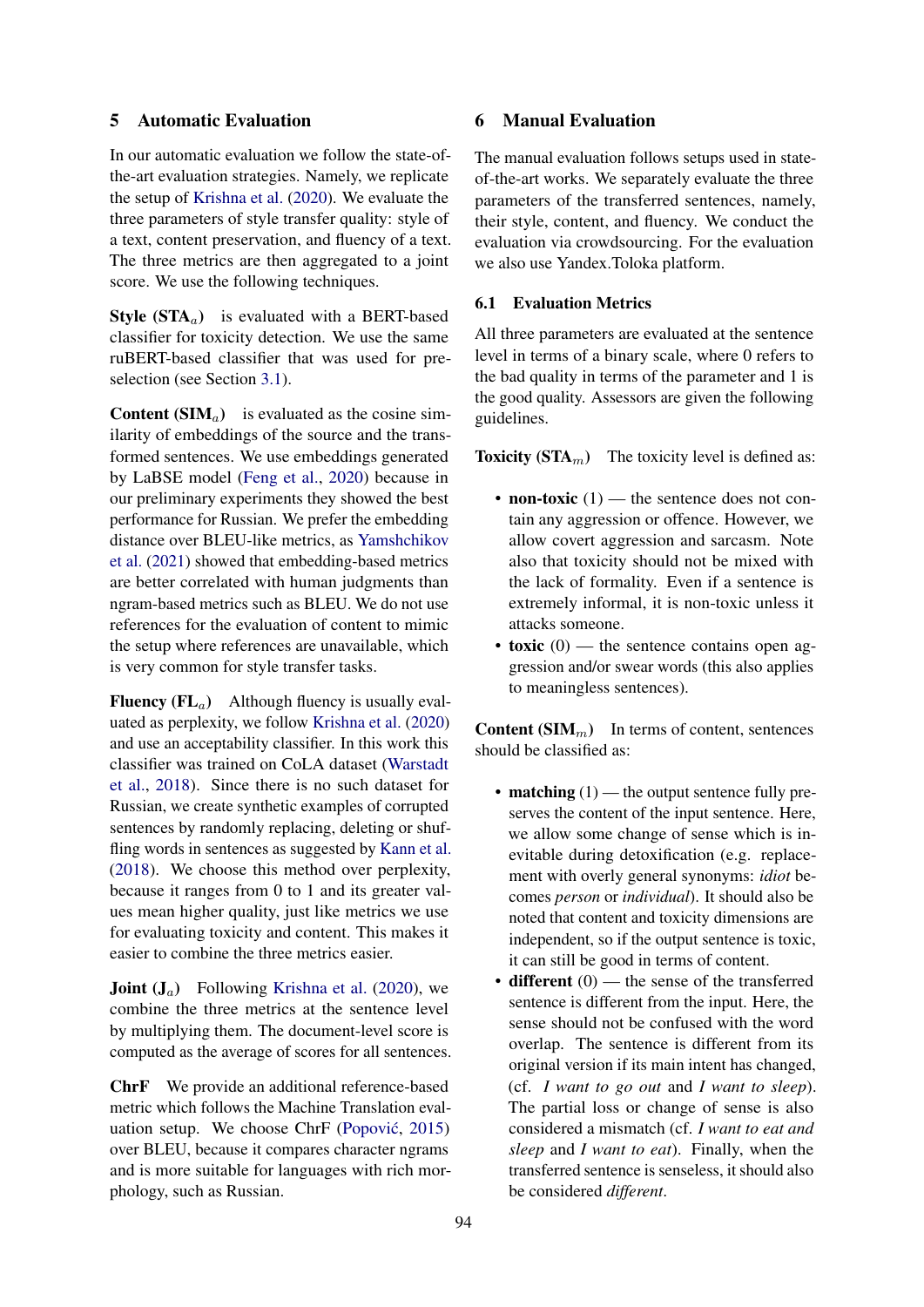## 5 Automatic Evaluation

In our automatic evaluation we follow the state-of-the-art evaluation strategies. Namely, we replicate the setup of Krishna et al. (2020). We evaluate the three parameters of style transfer quality: style of a text, content preservation, and fluency of a text. The three metrics are then aggregated to a joint score. We use the following techniques.

**Style ($STA_a$)** is evaluated with a BERT-based classifier for toxicity detection. We use the same ruBERT-based classifier that was used for pre-selection (see Section 3.1).

**Content ($SIM_a$)** is evaluated as the cosine similarity of embeddings of the source and the transformed sentences. We use embeddings generated by LaBSE model (Feng et al., 2020) because in our preliminary experiments they showed the best performance for Russian. We prefer the embedding distance over BLEU-like metrics, as Yamshchikov et al. (2021) showed that embedding-based metrics are better correlated with human judgments than ngram-based metrics such as BLEU. We do not use references for the evaluation of content to mimic the setup where references are unavailable, which is very common for style transfer tasks.

**Fluency ($FL_a$)** Although fluency is usually evaluated as perplexity, we follow Krishna et al. (2020) and use an acceptability classifier. In this work this classifier was trained on CoLA dataset (Warstadt et al., 2018). Since there is no such dataset for Russian, we create synthetic examples of corrupted sentences by randomly replacing, deleting or shuffling words in sentences as suggested by Kann et al. (2018). We choose this method over perplexity, because it ranges from 0 to 1 and its greater values mean higher quality, just like metrics we use for evaluating toxicity and content. This makes it easier to combine the three metrics easier.

**Joint ($J_a$)** Following Krishna et al. (2020), we combine the three metrics at the sentence level by multiplying them. The document-level score is computed as the average of scores for all sentences.

**ChrF** We provide an additional reference-based metric which follows the Machine Translation evaluation setup. We choose ChrF (Popović, 2015) over BLEU, because it compares character ngrams and is more suitable for languages with rich morphology, such as Russian.

## 6 Manual Evaluation

The manual evaluation follows setups used in state-of-the-art works. We separately evaluate the three parameters of the transferred sentences, namely, their style, content, and fluency. We conduct the evaluation via crowdsourcing. For the evaluation we also use Yandex.Toloka platform.

### 6.1 Evaluation Metrics

All three parameters are evaluated at the sentence level in terms of a binary scale, where 0 refers to the bad quality in terms of the parameter and 1 is the good quality. Assessors are given the following guidelines.

**Toxicity ($STA_m$)** The toxicity level is defined as:

- **non-toxic** (1) — the sentence does not contain any aggression or offence. However, we allow covert aggression and sarcasm. Note also that toxicity should not be mixed with the lack of formality. Even if a sentence is extremely informal, it is non-toxic unless it attacks someone.
- **toxic** (0) — the sentence contains open aggression and/or swear words (this also applies to meaningless sentences).

**Content ($SIM_m$)** In terms of content, sentences should be classified as:

- **matching** (1) — the output sentence fully preserves the content of the input sentence. Here, we allow some change of sense which is inevitable during detoxification (e.g. replacement with overly general synonyms: *idiot* becomes *person* or *individual*). It should also be noted that content and toxicity dimensions are independent, so if the output sentence is toxic, it can still be good in terms of content.
- **different** (0) — the sense of the transferred sentence is different from the input. Here, the sense should not be confused with the word overlap. The sentence is different from its original version if its main intent has changed, (cf. *I want to go out* and *I want to sleep*). The partial loss or change of sense is also considered a mismatch (cf. *I want to eat and sleep* and *I want to eat*). Finally, when the transferred sentence is senseless, it should also be considered *different*.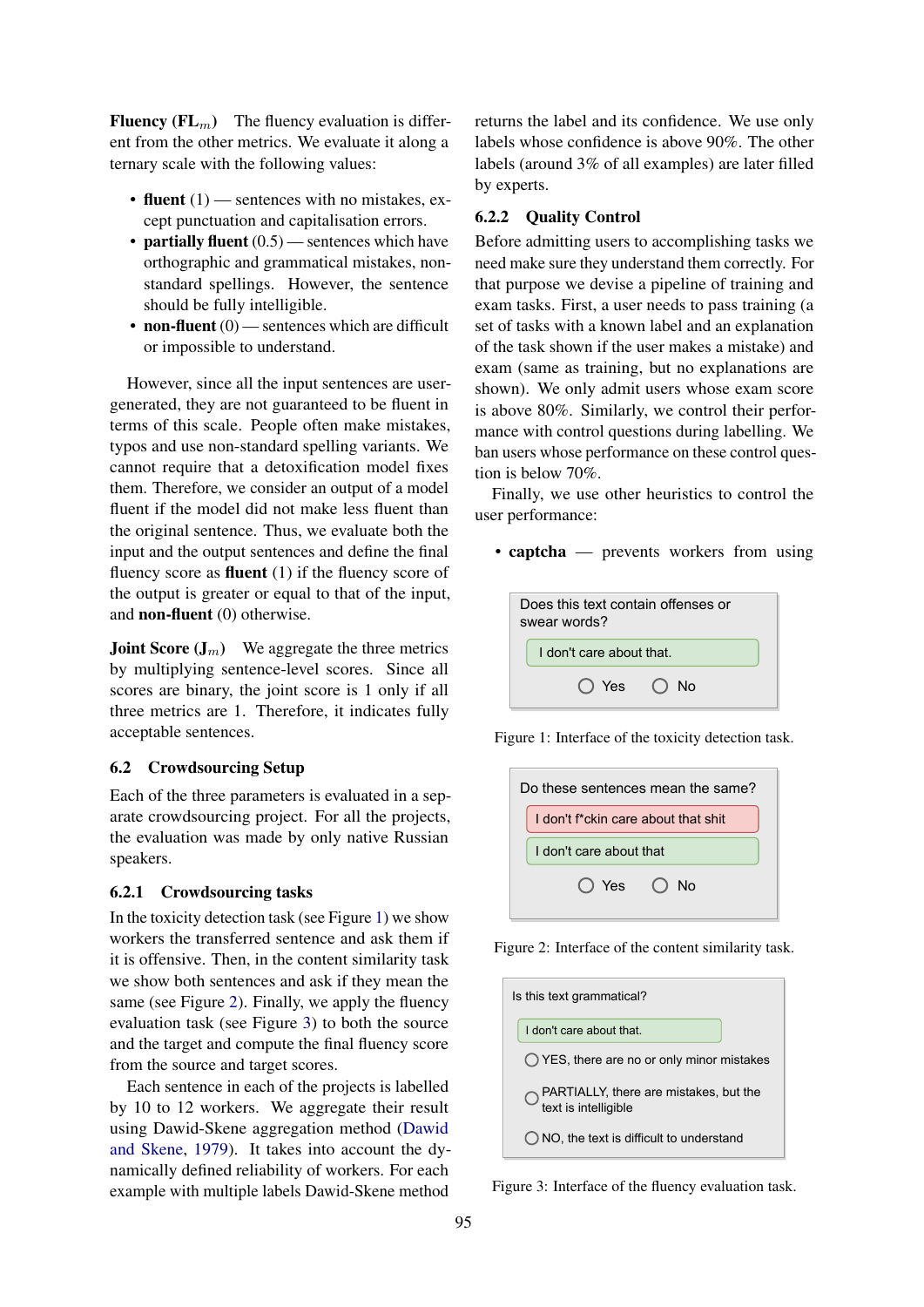**Fluency ($FL_m$)** The fluency evaluation is different from the other metrics. We evaluate it along a ternary scale with the following values:

- **fluent** (1) — sentences with no mistakes, except punctuation and capitalisation errors.
- **partially fluent** (0.5) — sentences which have orthographic and grammatical mistakes, non-standard spellings. However, the sentence should be fully intelligible.
- **non-fluent** (0) — sentences which are difficult or impossible to understand.

However, since all the input sentences are user-generated, they are not guaranteed to be fluent in terms of this scale. People often make mistakes, typos and use non-standard spelling variants. We cannot require that a detoxification model fixes them. Therefore, we consider an output of a model fluent if the model did not make less fluent than the original sentence. Thus, we evaluate both the input and the output sentences and define the final fluency score as **fluent** (1) if the fluency score of the output is greater or equal to that of the input, and **non-fluent** (0) otherwise.

**Joint Score ($J_m$)** We aggregate the three metrics by multiplying sentence-level scores. Since all scores are binary, the joint score is 1 only if all three metrics are 1. Therefore, it indicates fully acceptable sentences.

## 6.2 Crowdsourcing Setup

Each of the three parameters is evaluated in a separate crowdsourcing project. For all the projects, the evaluation was made by only native Russian speakers.

### 6.2.1 Crowdsourcing tasks

In the toxicity detection task (see Figure 1) we show workers the transferred sentence and ask them if it is offensive. Then, in the content similarity task we show both sentences and ask if they mean the same (see Figure 2). Finally, we apply the fluency evaluation task (see Figure 3) to both the source and the target and compute the final fluency score from the source and target scores.

Each sentence in each of the projects is labelled by 10 to 12 workers. We aggregate their result using Dawid-Skene aggregation method (Dawid and Skene, 1979). It takes into account the dynamically defined reliability of workers. For each example with multiple labels Dawid-Skene method returns the label and its confidence. We use only labels whose confidence is above 90%. The other labels (around 3% of all examples) are later filled by experts.

### 6.2.2 Quality Control

Before admitting users to accomplishing tasks we need make sure they understand them correctly. For that purpose we devise a pipeline of training and exam tasks. First, a user needs to pass training (a set of tasks with a known label and an explanation of the task shown if the user makes a mistake) and exam (same as training, but no explanations are shown). We only admit users whose exam score is above 80%. Similarly, we control their performance with control questions during labelling. We ban users whose performance on these control question is below 70%.

Finally, we use other heuristics to control the user performance:

- **captcha** — prevents workers from using

Does this text contain offenses or swear words?

I don't care about that.

Yes No

Figure 1: Interface of the toxicity detection task.

Do these sentences mean the same?

I don't f*ckin care about that shit

I don't care about that

Yes No

Figure 2: Interface of the content similarity task.

Is this text grammatical?

I don't care about that.

YES, there are no or only minor mistakes

PARTIALLY, there are mistakes, but the text is intelligible

NO, the text is difficult to understand

Figure 3: Interface of the fluency evaluation task.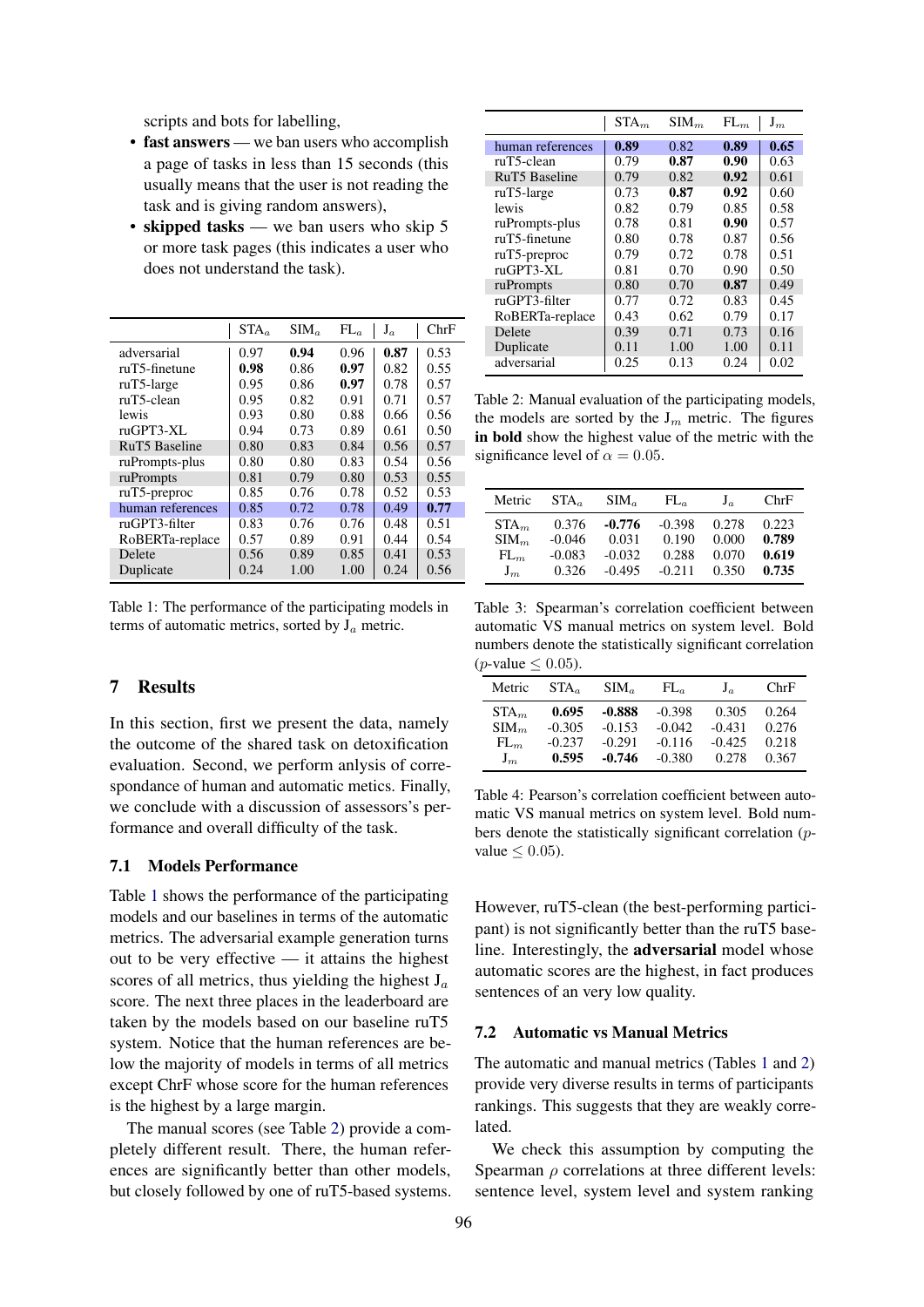scripts and bots for labelling,

- **fast answers** — we ban users who accomplish a page of tasks in less than 15 seconds (this usually means that the user is not reading the task and is giving random answers),
- **skipped tasks** — we ban users who skip 5 or more task pages (this indicates a user who does not understand the task).

| | $STA_a$ | $SIM_a$ | $FL_a$ | $J_a$ | ChrF |
|---|---|---|---|---|---|
| adversarial | 0.97 | **0.94** | 0.96 | **0.87** | 0.53 |
| ruT5-finetune | **0.98** | 0.86 | **0.97** | 0.82 | 0.55 |
| ruT5-large | 0.95 | 0.86 | **0.97** | 0.78 | 0.57 |
| ruT5-clean | 0.95 | 0.82 | 0.91 | 0.71 | 0.57 |
| lewis | 0.93 | 0.80 | 0.88 | 0.66 | 0.56 |
| ruGPT3-XL | 0.94 | 0.73 | 0.89 | 0.61 | 0.50 |
| RuT5 Baseline | 0.80 | 0.83 | 0.84 | 0.56 | 0.57 |
| ruPrompts-plus | 0.80 | 0.80 | 0.83 | 0.54 | 0.56 |
| ruPrompts | 0.81 | 0.79 | 0.80 | 0.53 | 0.55 |
| ruT5-preproc | 0.85 | 0.76 | 0.78 | 0.52 | 0.53 |
| human references | 0.85 | 0.72 | 0.78 | 0.49 | **0.77** |
| ruGPT3-filter | 0.83 | 0.76 | 0.76 | 0.48 | 0.51 |
| RoBERTa-replace | 0.57 | 0.89 | 0.91 | 0.44 | 0.54 |
| Delete | 0.56 | 0.89 | 0.85 | 0.41 | 0.53 |
| Duplicate | 0.24 | 1.00 | 1.00 | 0.24 | 0.56 |

Table 1: The performance of the participating models in terms of automatic metrics, sorted by $J_a$ metric.

## 7 Results

In this section, first we present the data, namely the outcome of the shared task on detoxification evaluation. Second, we perform anlysis of correspondance of human and automatic metics. Finally, we conclude with a discussion of assessors's performance and overall difficulty of the task.

### 7.1 Models Performance

Table 1 shows the performance of the participating models and our baselines in terms of the automatic metrics. The adversarial example generation turns out to be very effective — it attains the highest scores of all metrics, thus yielding the highest $J_a$ score. The next three places in the leaderboard are taken by the models based on our baseline ruT5 system. Notice that the human references are below the majority of models in terms of all metrics except ChrF whose score for the human references is the highest by a large margin.

The manual scores (see Table 2) provide a completely different result. There, the human references are significantly better than other models, but closely followed by one of ruT5-based systems. However, ruT5-clean (the best-performing participant) is not significantly better than the ruT5 baseline. Interestingly, the **adversarial** model whose automatic scores are the highest, in fact produces sentences of an very low quality.

| | $STA_m$ | $SIM_m$ | $FL_m$ | $J_m$ |
|---|---|---|---|---|
| human references | **0.89** | 0.82 | **0.89** | **0.65** |
| ruT5-clean | 0.79 | **0.87** | **0.90** | 0.63 |
| RuT5 Baseline | 0.79 | 0.82 | **0.92** | 0.61 |
| ruT5-large | 0.73 | **0.87** | **0.92** | 0.60 |
| lewis | 0.82 | 0.79 | 0.85 | 0.58 |
| ruPrompts-plus | 0.78 | 0.81 | **0.90** | 0.57 |
| ruT5-finetune | 0.80 | 0.78 | 0.87 | 0.56 |
| ruT5-preproc | 0.79 | 0.72 | 0.78 | 0.51 |
| ruGPT3-XL | 0.81 | 0.70 | 0.90 | 0.50 |
| ruPrompts | 0.80 | 0.70 | **0.87** | 0.49 |
| ruGPT3-filter | 0.77 | 0.72 | 0.83 | 0.45 |
| RoBERTa-replace | 0.43 | 0.62 | 0.79 | 0.17 |
| Delete | 0.39 | 0.71 | 0.73 | 0.16 |
| Duplicate | 0.11 | 1.00 | 1.00 | 0.11 |
| adversarial | 0.25 | 0.13 | 0.24 | 0.02 |

Table 2: Manual evaluation of the participating models, the models are sorted by the $J_m$ metric. The figures **in bold** show the highest value of the metric with the significance level of $\alpha = 0.05$.

| Metric | $STA_a$ | $SIM_a$ | $FL_a$ | $J_a$ | ChrF |
|---|---|---|---|---|---|
| $STA_m$ | 0.376 | **-0.776** | -0.398 | 0.278 | 0.223 |
| $SIM_m$ | -0.046 | 0.031 | 0.190 | 0.000 | **0.789** |
| $FL_m$ | -0.083 | -0.032 | 0.288 | 0.070 | **0.619** |
| $J_m$ | 0.326 | -0.495 | -0.211 | 0.350 | **0.735** |

Table 3: Spearman's correlation coefficient between automatic VS manual metrics on system level. Bold numbers denote the statistically significant correlation ($p$-value $\leq 0.05$).

| Metric | $STA_a$ | $SIM_a$ | $FL_a$ | $J_a$ | ChrF |
|---|---|---|---|---|---|
| $STA_m$ | **0.695** | **-0.888** | -0.398 | 0.305 | 0.264 |
| $SIM_m$ | -0.305 | -0.153 | -0.042 | -0.431 | 0.276 |
| $FL_m$ | -0.237 | -0.291 | -0.116 | -0.425 | 0.218 |
| $J_m$ | **0.595** | **-0.746** | -0.380 | 0.278 | 0.367 |

Table 4: Pearson's correlation coefficient between automatic VS manual metrics on system level. Bold numbers denote the statistically significant correlation ($p$-value $\leq 0.05$).

### 7.2 Automatic vs Manual Metrics

The automatic and manual metrics (Tables 1 and 2) provide very diverse results in terms of participants rankings. This suggests that they are weakly correlated.

We check this assumption by computing the Spearman $\rho$ correlations at three different levels: sentence level, system level and system ranking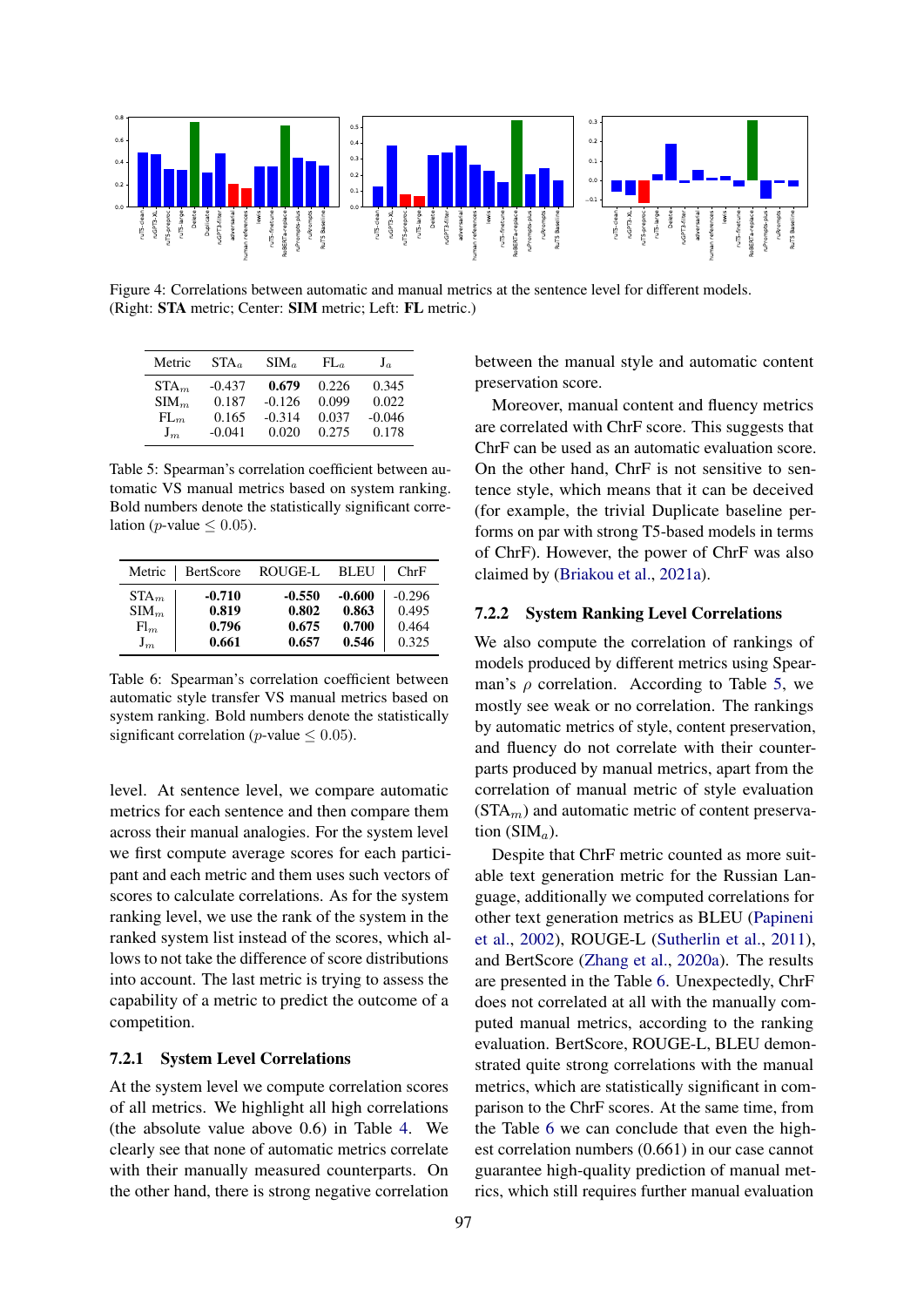Figure 4: Correlations between automatic and manual metrics at the sentence level for different models. (Right: **STA** metric; Center: **SIM** metric; Left: **FL** metric.)

| Metric | $STA_a$ | $SIM_a$ | $FL_a$ | $J_a$ |
|---|---|---|---|---|
| $STA_m$ | -0.437 | **0.679** | 0.226 | 0.345 |
| $SIM_m$ | 0.187 | -0.126 | 0.099 | 0.022 |
| $FL_m$ | 0.165 | -0.314 | 0.037 | -0.046 |
| $J_m$ | -0.041 | 0.020 | 0.275 | 0.178 |

Table 5: Spearman's correlation coefficient between automatic VS manual metrics based on system ranking. Bold numbers denote the statistically significant correlation ($p$-value $\leq 0.05$).

| Metric | BertScore | ROUGE-L | BLEU | ChrF |
|---|---|---|---|---|
| $STA_m$ | **-0.710** | **-0.550** | **-0.600** | -0.296 |
| $SIM_m$ | **0.819** | **0.802** | **0.863** | 0.495 |
| $Fl_m$ | **0.796** | **0.675** | **0.700** | 0.464 |
| $J_m$ | **0.661** | **0.657** | **0.546** | 0.325 |

Table 6: Spearman's correlation coefficient between automatic style transfer VS manual metrics based on system ranking. Bold numbers denote the statistically significant correlation ($p$-value $\leq 0.05$).

level. At sentence level, we compare automatic metrics for each sentence and then compare them across their manual analogies. For the system level we first compute average scores for each participant and each metric and them uses such vectors of scores to calculate correlations. As for the system ranking level, we use the rank of the system in the ranked system list instead of the scores, which allows to not take the difference of score distributions into account. The last metric is trying to assess the capability of a metric to predict the outcome of a competition.

### 7.2.1 System Level Correlations

At the system level we compute correlation scores of all metrics. We highlight all high correlations (the absolute value above 0.6) in Table 4. We clearly see that none of automatic metrics correlate with their manually measured counterparts. On the other hand, there is strong negative correlation between the manual style and automatic content preservation score.

Moreover, manual content and fluency metrics are correlated with ChrF score. This suggests that ChrF can be used as an automatic evaluation score. On the other hand, ChrF is not sensitive to sentence style, which means that it can be deceived (for example, the trivial Duplicate baseline performs on par with strong T5-based models in terms of ChrF). However, the power of ChrF was also claimed by (Briakou et al., 2021a).

### 7.2.2 System Ranking Level Correlations

We also compute the correlation of rankings of models produced by different metrics using Spearman's $\rho$ correlation. According to Table 5, we mostly see weak or no correlation. The rankings by automatic metrics of style, content preservation, and fluency do not correlate with their counterparts produced by manual metrics, apart from the correlation of manual metric of style evaluation ($STA_m$) and automatic metric of content preservation ($SIM_a$).

Despite that ChrF metric counted as more suitable text generation metric for the Russian Language, additionally we computed correlations for other text generation metrics as BLEU (Papineni et al., 2002), ROUGE-L (Sutherlin et al., 2011), and BertScore (Zhang et al., 2020a). The results are presented in the Table 6. Unexpectedly, ChrF does not correlated at all with the manually computed manual metrics, according to the ranking evaluation. BertScore, ROUGE-L, BLEU demonstrated quite strong correlations with the manual metrics, which are statistically significant in comparison to the ChrF scores. At the same time, from the Table 6 we can conclude that even the highest correlation numbers (0.661) in our case cannot guarantee high-quality prediction of manual metrics, which still requires further manual evaluation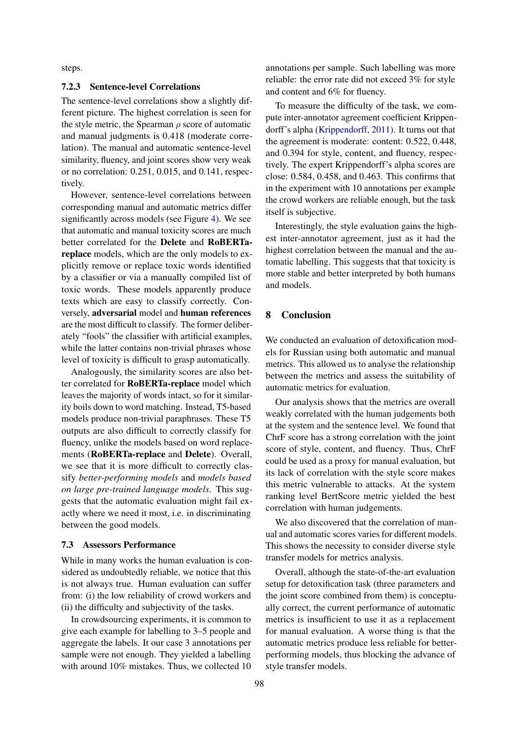steps.

### 7.2.3 Sentence-level Correlations

The sentence-level correlations show a slightly different picture. The highest correlation is seen for the style metric, the Spearman $\rho$ score of automatic and manual judgments is 0.418 (moderate correlation). The manual and automatic sentence-level similarity, fluency, and joint scores show very weak or no correlation: 0.251, 0.015, and 0.141, respectively.

However, sentence-level correlations between corresponding manual and automatic metrics differ significantly across models (see Figure 4). We see that automatic and manual toxicity scores are much better correlated for the **Delete** and **RoBERTa-replace** models, which are the only models to explicitly remove or replace toxic words identified by a classifier or via a manually compiled list of toxic words. These models apparently produce texts which are easy to classify correctly. Conversely, **adversarial** model and **human references** are the most difficult to classify. The former deliberately "fools" the classifier with artificial examples, while the latter contains non-trivial phrases whose level of toxicity is difficult to grasp automatically.

Analogously, the similarity scores are also better correlated for **RoBERTa-replace** model which leaves the majority of words intact, so for it similarity boils down to word matching. Instead, T5-based models produce non-trivial paraphrases. These T5 outputs are also difficult to correctly classify for fluency, unlike the models based on word replacements (**RoBERTa-replace** and **Delete**). Overall, we see that it is more difficult to correctly classify *better-performing models* and *models based on large pre-trained language models*. This suggests that the automatic evaluation might fail exactly where we need it most, i.e. in discriminating between the good models.

## 7.3 Assessors Performance

While in many works the human evaluation is considered as undoubtedly reliable, we notice that this is not always true. Human evaluation can suffer from: (i) the low reliability of crowd workers and (ii) the difficulty and subjectivity of the tasks.

In crowdsourcing experiments, it is common to give each example for labelling to 3–5 people and aggregate the labels. It our case 3 annotations per sample were not enough. They yielded a labelling with around 10% mistakes. Thus, we collected 10 annotations per sample. Such labelling was more reliable: the error rate did not exceed 3% for style and content and 6% for fluency.

To measure the difficulty of the task, we compute inter-annotator agreement coefficient Krippendorff's alpha (Krippendorff, 2011). It turns out that the agreement is moderate: content: 0.522, 0.448, and 0.394 for style, content, and fluency, respectively. The expert Krippendorff's alpha scores are close: 0.584, 0.458, and 0.463. This confirms that in the experiment with 10 annotations per example the crowd workers are reliable enough, but the task itself is subjective.

Interestingly, the style evaluation gains the highest inter-annotator agreement, just as it had the highest correlation between the manual and the automatic labelling. This suggests that that toxicity is more stable and better interpreted by both humans and models.

# 8 Conclusion

We conducted an evaluation of detoxification models for Russian using both automatic and manual metrics. This allowed us to analyse the relationship between the metrics and assess the suitability of automatic metrics for evaluation.

Our analysis shows that the metrics are overall weakly correlated with the human judgements both at the system and the sentence level. We found that ChrF score has a strong correlation with the joint score of style, content, and fluency. Thus, ChrF could be used as a proxy for manual evaluation, but its lack of correlation with the style score makes this metric vulnerable to attacks. At the system ranking level BertScore metric yielded the best correlation with human judgements.

We also discovered that the correlation of manual and automatic scores varies for different models. This shows the necessity to consider diverse style transfer models for metrics analysis.

Overall, although the state-of-the-art evaluation setup for detoxification task (three parameters and the joint score combined from them) is conceptually correct, the current performance of automatic metrics is insufficient to use it as a replacement for manual evaluation. A worse thing is that the automatic metrics produce less reliable for better-performing models, thus blocking the advance of style transfer models.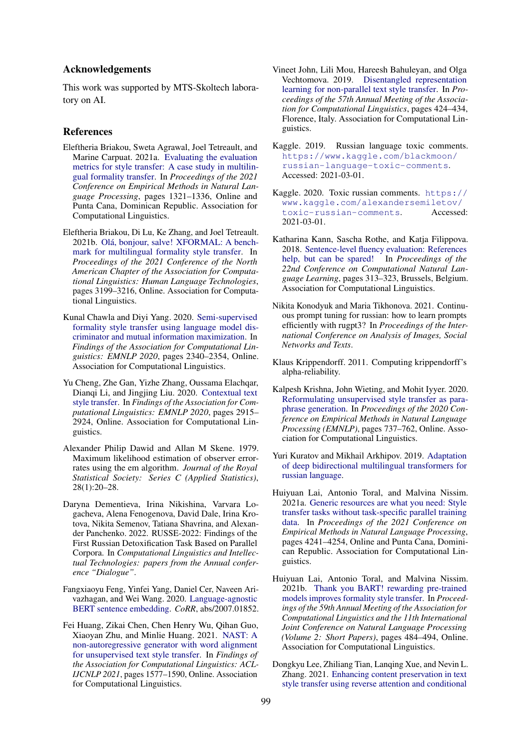## Acknowledgements

This work was supported by MTS-Skoltech laboratory on AI.

## References

Eleftheria Briakou, Sweta Agrawal, Joel Tetreault, and Marine Carpuat. 2021a. Evaluating the evaluation metrics for style transfer: A case study in multilingual formality transfer. In *Proceedings of the 2021 Conference on Empirical Methods in Natural Language Processing*, pages 1321–1336, Online and Punta Cana, Dominican Republic. Association for Computational Linguistics.

Eleftheria Briakou, Di Lu, Ke Zhang, and Joel Tetreault. 2021b. Olá, bonjour, salve! XFORMAL: A benchmark for multilingual formality style transfer. In *Proceedings of the 2021 Conference of the North American Chapter of the Association for Computational Linguistics: Human Language Technologies*, pages 3199–3216, Online. Association for Computational Linguistics.

Kunal Chawla and Diyi Yang. 2020. Semi-supervised formality style transfer using language model discriminator and mutual information maximization. In *Findings of the Association for Computational Linguistics: EMNLP 2020*, pages 2340–2354, Online. Association for Computational Linguistics.

Yu Cheng, Zhe Gan, Yizhe Zhang, Oussama Elachqar, Dianqi Li, and Jingjing Liu. 2020. Contextual text style transfer. In *Findings of the Association for Computational Linguistics: EMNLP 2020*, pages 2915–2924, Online. Association for Computational Linguistics.

Alexander Philip Dawid and Allan M Skene. 1979. Maximum likelihood estimation of observer error-rates using the em algorithm. *Journal of the Royal Statistical Society: Series C (Applied Statistics)*, 28(1):20–28.

Daryna Dementieva, Irina Nikishina, Varvara Logacheva, Alena Fenogenova, David Dale, Irina Krotova, Nikita Semenov, Tatiana Shavrina, and Alexander Panchenko. 2022. RUSSE-2022: Findings of the First Russian Detoxification Task Based on Parallel Corpora. In *Computational Linguistics and Intellectual Technologies: papers from the Annual conference "Dialogue"*.

Fangxiaoyu Feng, Yinfei Yang, Daniel Cer, Naveen Arivazhagan, and Wei Wang. 2020. Language-agnostic BERT sentence embedding. *CoRR*, abs/2007.01852.

Fei Huang, Zikai Chen, Chen Henry Wu, Qihan Guo, Xiaoyan Zhu, and Minlie Huang. 2021. NAST: A non-autoregressive generator with word alignment for unsupervised text style transfer. In *Findings of the Association for Computational Linguistics: ACL-IJCNLP 2021*, pages 1577–1590, Online. Association for Computational Linguistics.

Vineet John, Lili Mou, Hareesh Bahuleyan, and Olga Vechtomova. 2019. Disentangled representation learning for non-parallel text style transfer. In *Proceedings of the 57th Annual Meeting of the Association for Computational Linguistics*, pages 424–434, Florence, Italy. Association for Computational Linguistics.

Kaggle. 2019. Russian language toxic comments. `https://www.kaggle.com/blackmoon/russian-language-toxic-comments`. Accessed: 2021-03-01.

Kaggle. 2020. Toxic russian comments. `https://www.kaggle.com/alexandersemiletov/toxic-russian-comments`. Accessed: 2021-03-01.

Katharina Kann, Sascha Rothe, and Katja Filippova. 2018. Sentence-level fluency evaluation: References help, but can be spared! In *Proceedings of the 22nd Conference on Computational Natural Language Learning*, pages 313–323, Brussels, Belgium. Association for Computational Linguistics.

Nikita Konodyuk and Maria Tikhonova. 2021. Continuous prompt tuning for russian: how to learn prompts efficiently with rugpt3? In *Proceedings of the International Conference on Analysis of Images, Social Networks and Texts*.

Klaus Krippendorff. 2011. Computing krippendorff's alpha-reliability.

Kalpesh Krishna, John Wieting, and Mohit Iyyer. 2020. Reformulating unsupervised style transfer as paraphrase generation. In *Proceedings of the 2020 Conference on Empirical Methods in Natural Language Processing (EMNLP)*, pages 737–762, Online. Association for Computational Linguistics.

Yuri Kuratov and Mikhail Arkhipov. 2019. Adaptation of deep bidirectional multilingual transformers for russian language.

Huiyuan Lai, Antonio Toral, and Malvina Nissim. 2021a. Generic resources are what you need: Style transfer tasks without task-specific parallel training data. In *Proceedings of the 2021 Conference on Empirical Methods in Natural Language Processing*, pages 4241–4254, Online and Punta Cana, Dominican Republic. Association for Computational Linguistics.

Huiyuan Lai, Antonio Toral, and Malvina Nissim. 2021b. Thank you BART! rewarding pre-trained models improves formality style transfer. In *Proceedings of the 59th Annual Meeting of the Association for Computational Linguistics and the 11th International Joint Conference on Natural Language Processing (Volume 2: Short Papers)*, pages 484–494, Online. Association for Computational Linguistics.

Dongkyu Lee, Zhiliang Tian, Lanqing Xue, and Nevin L. Zhang. 2021. Enhancing content preservation in text style transfer using reverse attention and conditional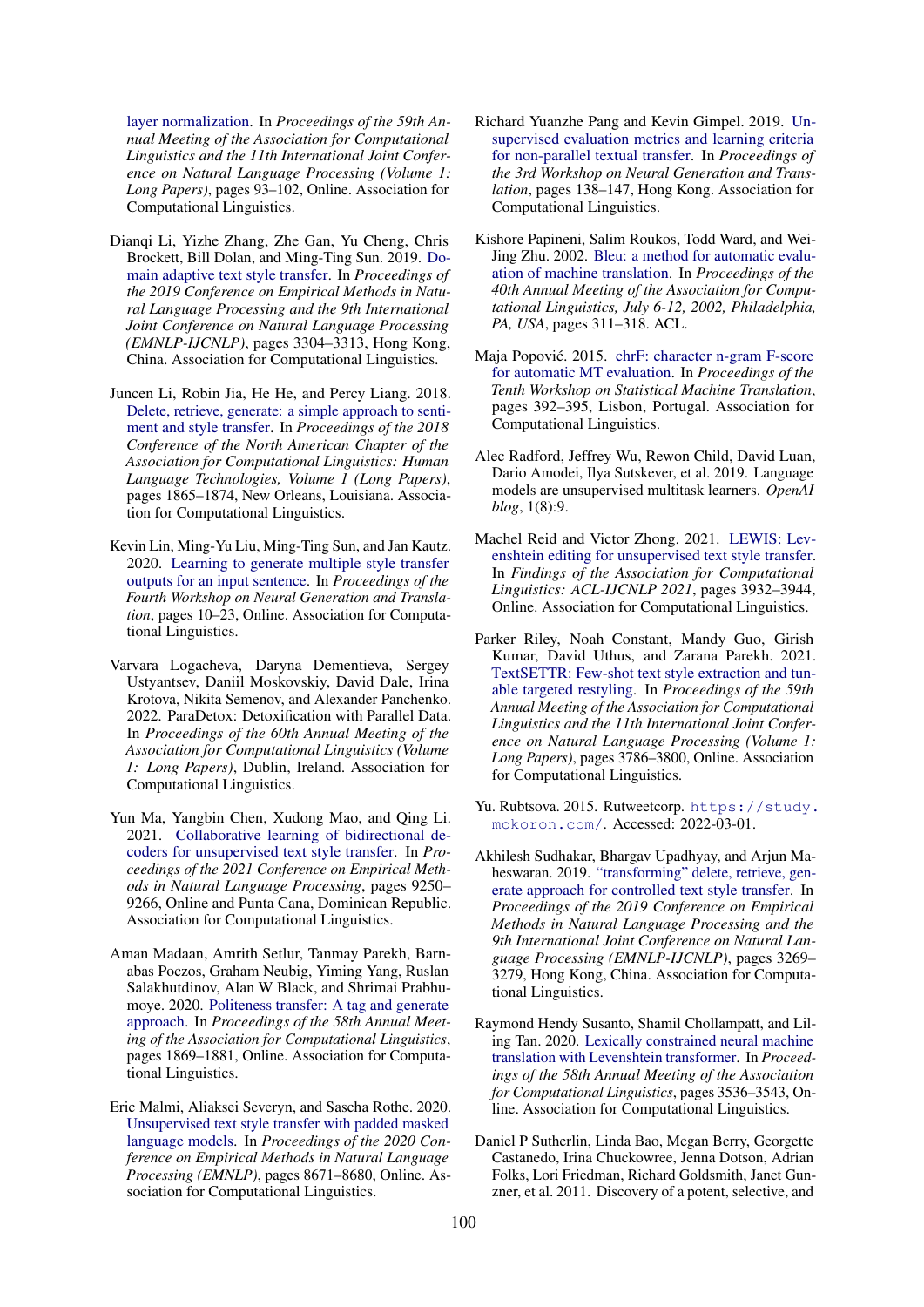layer normalization. In *Proceedings of the 59th Annual Meeting of the Association for Computational Linguistics and the 11th International Joint Conference on Natural Language Processing (Volume 1: Long Papers)*, pages 93–102, Online. Association for Computational Linguistics.

Dianqi Li, Yizhe Zhang, Zhe Gan, Yu Cheng, Chris Brockett, Bill Dolan, and Ming-Ting Sun. 2019. Domain adaptive text style transfer. In *Proceedings of the 2019 Conference on Empirical Methods in Natural Language Processing and the 9th International Joint Conference on Natural Language Processing (EMNLP-IJCNLP)*, pages 3304–3313, Hong Kong, China. Association for Computational Linguistics.

Juncen Li, Robin Jia, He He, and Percy Liang. 2018. Delete, retrieve, generate: a simple approach to sentiment and style transfer. In *Proceedings of the 2018 Conference of the North American Chapter of the Association for Computational Linguistics: Human Language Technologies, Volume 1 (Long Papers)*, pages 1865–1874, New Orleans, Louisiana. Association for Computational Linguistics.

Kevin Lin, Ming-Yu Liu, Ming-Ting Sun, and Jan Kautz. 2020. Learning to generate multiple style transfer outputs for an input sentence. In *Proceedings of the Fourth Workshop on Neural Generation and Translation*, pages 10–23, Online. Association for Computational Linguistics.

Varvara Logacheva, Daryna Dementieva, Sergey Ustyantsev, Daniil Moskovskiy, David Dale, Irina Krotova, Nikita Semenov, and Alexander Panchenko. 2022. ParaDetox: Detoxification with Parallel Data. In *Proceedings of the 60th Annual Meeting of the Association for Computational Linguistics (Volume 1: Long Papers)*, Dublin, Ireland. Association for Computational Linguistics.

Yun Ma, Yangbin Chen, Xudong Mao, and Qing Li. 2021. Collaborative learning of bidirectional decoders for unsupervised text style transfer. In *Proceedings of the 2021 Conference on Empirical Methods in Natural Language Processing*, pages 9250–9266, Online and Punta Cana, Dominican Republic. Association for Computational Linguistics.

Aman Madaan, Amrith Setlur, Tanmay Parekh, Barnabas Poczos, Graham Neubig, Yiming Yang, Ruslan Salakhutdinov, Alan W Black, and Shrimai Prabhumoye. 2020. Politeness transfer: A tag and generate approach. In *Proceedings of the 58th Annual Meeting of the Association for Computational Linguistics*, pages 1869–1881, Online. Association for Computational Linguistics.

Eric Malmi, Aliaksei Severyn, and Sascha Rothe. 2020. Unsupervised text style transfer with padded masked language models. In *Proceedings of the 2020 Conference on Empirical Methods in Natural Language Processing (EMNLP)*, pages 8671–8680, Online. Association for Computational Linguistics.

Richard Yuanzhe Pang and Kevin Gimpel. 2019. Unsupervised evaluation metrics and learning criteria for non-parallel textual transfer. In *Proceedings of the 3rd Workshop on Neural Generation and Translation*, pages 138–147, Hong Kong. Association for Computational Linguistics.

Kishore Papineni, Salim Roukos, Todd Ward, and Wei-Jing Zhu. 2002. Bleu: a method for automatic evaluation of machine translation. In *Proceedings of the 40th Annual Meeting of the Association for Computational Linguistics, July 6-12, 2002, Philadelphia, PA, USA*, pages 311–318. ACL.

Maja Popović. 2015. chrF: character n-gram F-score for automatic MT evaluation. In *Proceedings of the Tenth Workshop on Statistical Machine Translation*, pages 392–395, Lisbon, Portugal. Association for Computational Linguistics.

Alec Radford, Jeffrey Wu, Rewon Child, David Luan, Dario Amodei, Ilya Sutskever, et al. 2019. Language models are unsupervised multitask learners. *OpenAI blog*, 1(8):9.

Machel Reid and Victor Zhong. 2021. LEWIS: Levenshtein editing for unsupervised text style transfer. In *Findings of the Association for Computational Linguistics: ACL-IJCNLP 2021*, pages 3932–3944, Online. Association for Computational Linguistics.

Parker Riley, Noah Constant, Mandy Guo, Girish Kumar, David Uthus, and Zarana Parekh. 2021. TextSETTR: Few-shot text style extraction and tunable targeted restyling. In *Proceedings of the 59th Annual Meeting of the Association for Computational Linguistics and the 11th International Joint Conference on Natural Language Processing (Volume 1: Long Papers)*, pages 3786–3800, Online. Association for Computational Linguistics.

Yu. Rubtsova. 2015. Rutweetcorp. https://study.mokoron.com/. Accessed: 2022-03-01.

Akhilesh Sudhakar, Bhargav Upadhyay, and Arjun Maheswaran. 2019. "transforming" delete, retrieve, generate approach for controlled text style transfer. In *Proceedings of the 2019 Conference on Empirical Methods in Natural Language Processing and the 9th International Joint Conference on Natural Language Processing (EMNLP-IJCNLP)*, pages 3269–3279, Hong Kong, China. Association for Computational Linguistics.

Raymond Hendy Susanto, Shamil Chollampatt, and Liling Tan. 2020. Lexically constrained neural machine translation with Levenshtein transformer. In *Proceedings of the 58th Annual Meeting of the Association for Computational Linguistics*, pages 3536–3543, Online. Association for Computational Linguistics.

Daniel P Sutherlin, Linda Bao, Megan Berry, Georgette Castanedo, Irina Chuckowree, Jenna Dotson, Adrian Folks, Lori Friedman, Richard Goldsmith, Janet Gunzner, et al. 2011. Discovery of a potent, selective, and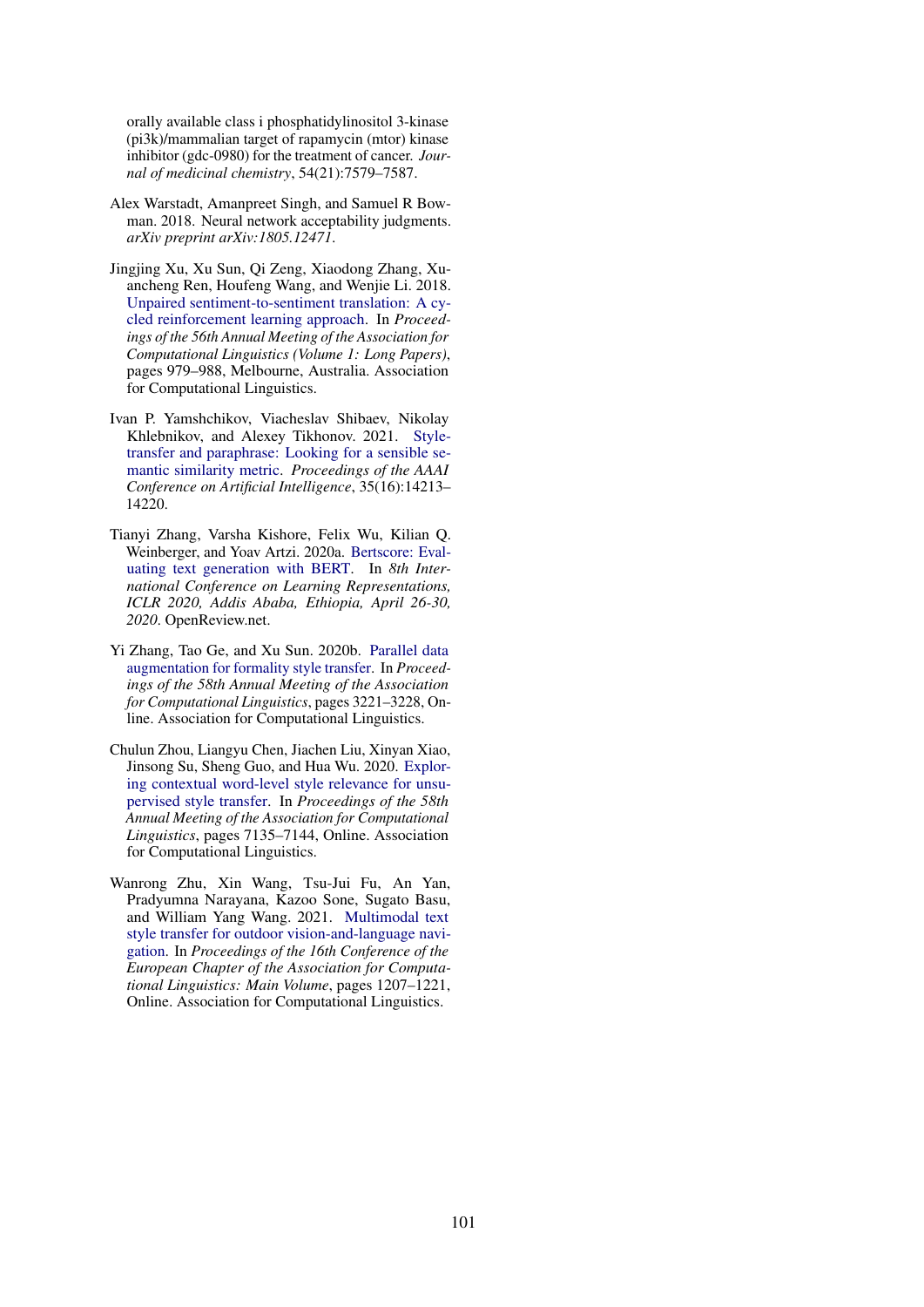orally available class i phosphatidylinositol 3-kinase (pi3k)/mammalian target of rapamycin (mtor) kinase inhibitor (gdc-0980) for the treatment of cancer. *Journal of medicinal chemistry*, 54(21):7579–7587.

Alex Warstadt, Amanpreet Singh, and Samuel R Bowman. 2018. Neural network acceptability judgments. *arXiv preprint arXiv:1805.12471*.

Jingjing Xu, Xu Sun, Qi Zeng, Xiaodong Zhang, Xuancheng Ren, Houfeng Wang, and Wenjie Li. 2018. Unpaired sentiment-to-sentiment translation: A cycled reinforcement learning approach. In *Proceedings of the 56th Annual Meeting of the Association for Computational Linguistics (Volume 1: Long Papers)*, pages 979–988, Melbourne, Australia. Association for Computational Linguistics.

Ivan P. Yamshchikov, Viacheslav Shibaev, Nikolay Khlebnikov, and Alexey Tikhonov. 2021. Style-transfer and paraphrase: Looking for a sensible semantic similarity metric. *Proceedings of the AAAI Conference on Artificial Intelligence*, 35(16):14213–14220.

Tianyi Zhang, Varsha Kishore, Felix Wu, Kilian Q. Weinberger, and Yoav Artzi. 2020a. Bertscore: Evaluating text generation with BERT. In *8th International Conference on Learning Representations, ICLR 2020, Addis Ababa, Ethiopia, April 26-30, 2020*. OpenReview.net.

Yi Zhang, Tao Ge, and Xu Sun. 2020b. Parallel data augmentation for formality style transfer. In *Proceedings of the 58th Annual Meeting of the Association for Computational Linguistics*, pages 3221–3228, Online. Association for Computational Linguistics.

Chulun Zhou, Liangyu Chen, Jiachen Liu, Xinyan Xiao, Jinsong Su, Sheng Guo, and Hua Wu. 2020. Exploring contextual word-level style relevance for unsupervised style transfer. In *Proceedings of the 58th Annual Meeting of the Association for Computational Linguistics*, pages 7135–7144, Online. Association for Computational Linguistics.

Wanrong Zhu, Xin Wang, Tsu-Jui Fu, An Yan, Pradyumna Narayana, Kazoo Sone, Sugato Basu, and William Yang Wang. 2021. Multimodal text style transfer for outdoor vision-and-language navigation. In *Proceedings of the 16th Conference of the European Chapter of the Association for Computational Linguistics: Main Volume*, pages 1207–1221, Online. Association for Computational Linguistics.